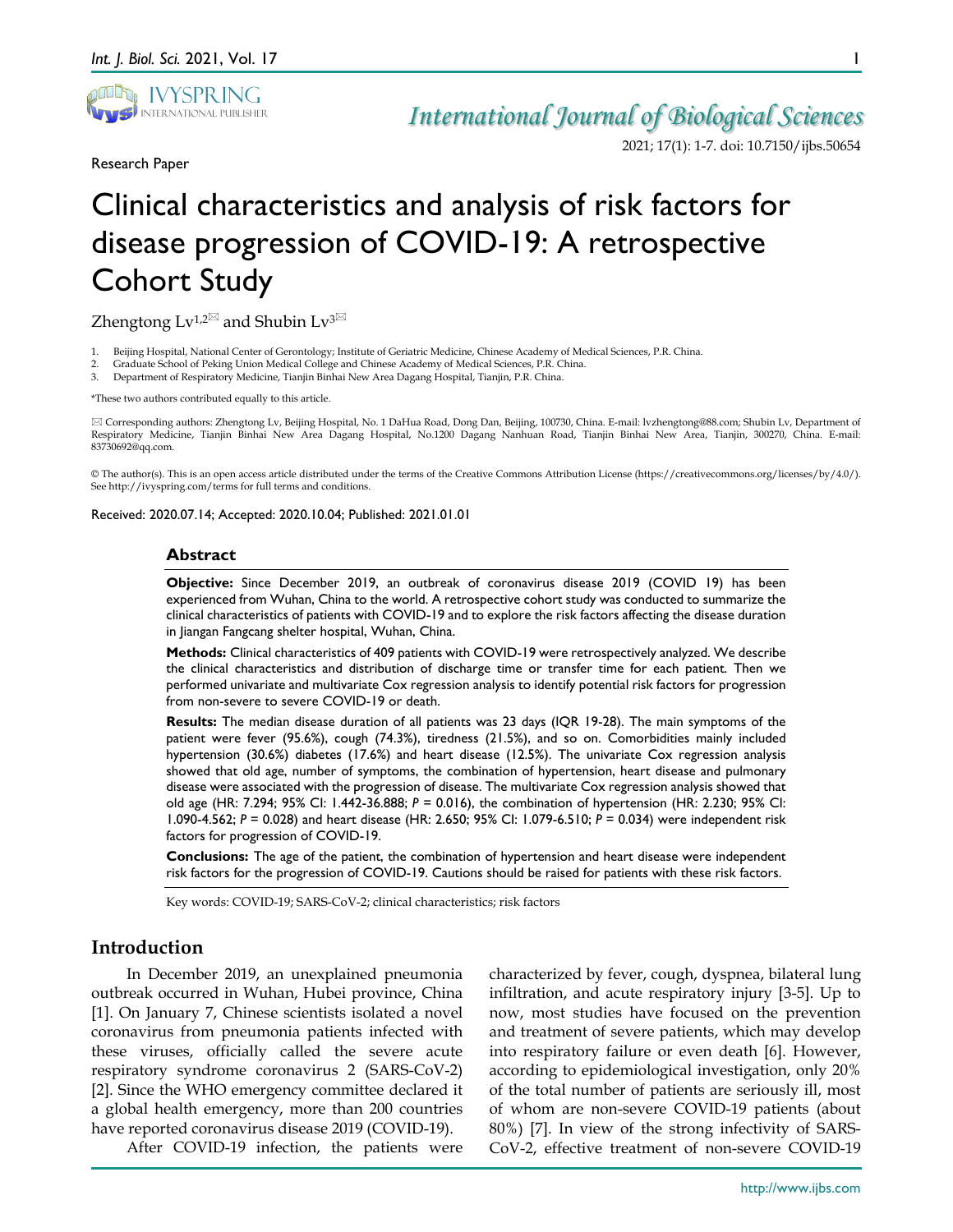Research Paper

# Clinical characteristics and analysis of risk factors for disease progression of COVID-19: A retrospective Cohort Study

Zhengtong Lv[1,2]✉ and Shubin Lv[3]✉

1. Beijing Hospital, National Center of Gerontology; Institute of Geriatric Medicine, Chinese Academy of Medical Sciences, P.R. China.
2. Graduate School of Peking Union Medical College and Chinese Academy of Medical Sciences, P.R. China.
3. Department of Respiratory Medicine, Tianjin Binhai New Area Dagang Hospital, Tianjin, P.R. China.

*These two authors contributed equally to this article.

✉ Corresponding authors: Zhengtong Lv, Beijing Hospital, No. 1 DaHua Road, Dong Dan, Beijing, 100730, China. E-mail: lvzhengtong@88.com; Shubin Lv, Department of Respiratory Medicine, Tianjin Binhai New Area Dagang Hospital, No.1200 Dagang Nanhuan Road, Tianjin Binhai New Area, Tianjin, 300270, China. E-mail: 83730692@qq.com.

© The author(s). This is an open access article distributed under the terms of the Creative Commons Attribution License (https://creativecommons.org/licenses/by/4.0/). See http://ivyspring.com/terms for full terms and conditions.

Received: 2020.07.14; Accepted: 2020.10.04; Published: 2021.01.01

## Abstract

**Objective:** Since December 2019, an outbreak of coronavirus disease 2019 (COVID 19) has been experienced from Wuhan, China to the world. A retrospective cohort study was conducted to summarize the clinical characteristics of patients with COVID-19 and to explore the risk factors affecting the disease duration in Jiangan Fangcang shelter hospital, Wuhan, China.

**Methods:** Clinical characteristics of 409 patients with COVID-19 were retrospectively analyzed. We describe the clinical characteristics and distribution of discharge time or transfer time for each patient. Then we performed univariate and multivariate Cox regression analysis to identify potential risk factors for progression from non-severe to severe COVID-19 or death.

**Results:** The median disease duration of all patients was 23 days (IQR 19-28). The main symptoms of the patient were fever (95.6%), cough (74.3%), tiredness (21.5%), and so on. Comorbidities mainly included hypertension (30.6%) diabetes (17.6%) and heart disease (12.5%). The univariate Cox regression analysis showed that old age, number of symptoms, the combination of hypertension, heart disease and pulmonary disease were associated with the progression of disease. The multivariate Cox regression analysis showed that old age (HR: 7.294; 95% CI: 1.442-36.888; *P* = 0.016), the combination of hypertension (HR: 2.230; 95% CI: 1.090-4.562; *P* = 0.028) and heart disease (HR: 2.650; 95% CI: 1.079-6.510; *P* = 0.034) were independent risk factors for progression of COVID-19.

**Conclusions:** The age of the patient, the combination of hypertension and heart disease were independent risk factors for the progression of COVID-19. Cautions should be raised for patients with these risk factors.

Key words: COVID-19; SARS-CoV-2; clinical characteristics; risk factors

## Introduction

In December 2019, an unexplained pneumonia outbreak occurred in Wuhan, Hubei province, China [1]. On January 7, Chinese scientists isolated a novel coronavirus from pneumonia patients infected with these viruses, officially called the severe acute respiratory syndrome coronavirus 2 (SARS-CoV-2) [2]. Since the WHO emergency committee declared it a global health emergency, more than 200 countries have reported coronavirus disease 2019 (COVID-19).

After COVID-19 infection, the patients were characterized by fever, cough, dyspnea, bilateral lung infiltration, and acute respiratory injury [3-5]. Up to now, most studies have focused on the prevention and treatment of severe patients, which may develop into respiratory failure or even death [6]. However, according to epidemiological investigation, only 20% of the total number of patients are seriously ill, most of whom are non-severe COVID-19 patients (about 80%) [7]. In view of the strong infectivity of SARS-CoV-2, effective treatment of non-severe COVID-19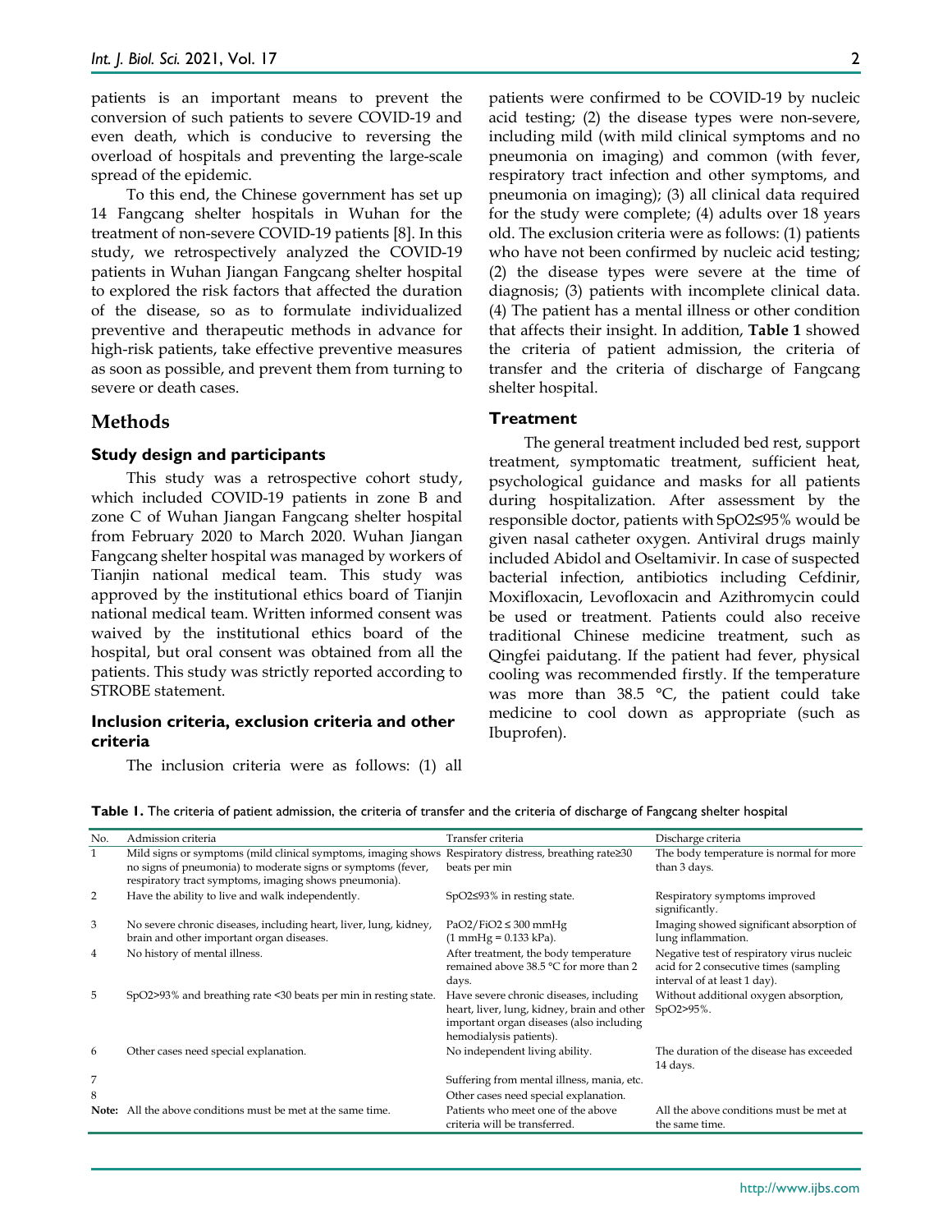patients is an important means to prevent the conversion of such patients to severe COVID-19 and even death, which is conducive to reversing the overload of hospitals and preventing the large-scale spread of the epidemic.

To this end, the Chinese government has set up 14 Fangcang shelter hospitals in Wuhan for the treatment of non-severe COVID-19 patients [8]. In this study, we retrospectively analyzed the COVID-19 patients in Wuhan Jiangan Fangcang shelter hospital to explored the risk factors that affected the duration of the disease, so as to formulate individualized preventive and therapeutic methods in advance for high-risk patients, take effective preventive measures as soon as possible, and prevent them from turning to severe or death cases.

## Methods

### Study design and participants

This study was a retrospective cohort study, which included COVID-19 patients in zone B and zone C of Wuhan Jiangan Fangcang shelter hospital from February 2020 to March 2020. Wuhan Jiangan Fangcang shelter hospital was managed by workers of Tianjin national medical team. This study was approved by the institutional ethics board of Tianjin national medical team. Written informed consent was waived by the institutional ethics board of the hospital, but oral consent was obtained from all the patients. This study was strictly reported according to STROBE statement.

### Inclusion criteria, exclusion criteria and other criteria

The inclusion criteria were as follows: (1) all patients were confirmed to be COVID-19 by nucleic acid testing; (2) the disease types were non-severe, including mild (with mild clinical symptoms and no pneumonia on imaging) and common (with fever, respiratory tract infection and other symptoms, and pneumonia on imaging); (3) all clinical data required for the study were complete; (4) adults over 18 years old. The exclusion criteria were as follows: (1) patients who have not been confirmed by nucleic acid testing; (2) the disease types were severe at the time of diagnosis; (3) patients with incomplete clinical data. (4) The patient has a mental illness or other condition that affects their insight. In addition, **Table 1** showed the criteria of patient admission, the criteria of transfer and the criteria of discharge of Fangcang shelter hospital.

### Treatment

The general treatment included bed rest, support treatment, symptomatic treatment, sufficient heat, psychological guidance and masks for all patients during hospitalization. After assessment by the responsible doctor, patients with $SpO_2 \leq 95\%$ would be given nasal catheter oxygen. Antiviral drugs mainly included Abidol and Oseltamivir. In case of suspected bacterial infection, antibiotics including Cefdinir, Moxifloxacin, Levofloxacin and Azithromycin could be used or treatment. Patients could also receive traditional Chinese medicine treatment, such as Qingfei paidutang. If the patient had fever, physical cooling was recommended firstly. If the temperature was more than 38.5 °C, the patient could take medicine to cool down as appropriate (such as Ibuprofen).

**Table 1.** The criteria of patient admission, the criteria of transfer and the criteria of discharge of Fangcang shelter hospital

| No. | Admission criteria | Transfer criteria | Discharge criteria |
|---|---|---|---|
| 1 | Mild signs or symptoms (mild clinical symptoms, imaging shows no signs of pneumonia) to moderate signs or symptoms (fever, respiratory tract symptoms, imaging shows pneumonia). | Respiratory distress, breathing rate≥30 beats per min | The body temperature is normal for more than 3 days. |
| 2 | Have the ability to live and walk independently. | $SpO_2 \leq 93\%$ in resting state. | Respiratory symptoms improved significantly. |
| 3 | No severe chronic diseases, including heart, liver, lung, kidney, brain and other important organ diseases. | $PaO_2/FiO_2 \leq 300$ mmHg (1 mmHg = 0.133 kPa). | Imaging showed significant absorption of lung inflammation. |
| 4 | No history of mental illness. | After treatment, the body temperature remained above 38.5 °C for more than 2 days. | Negative test of respiratory virus nucleic acid for 2 consecutive times (sampling interval of at least 1 day). |
| 5 | $SpO_2 > 93\%$ and breathing rate <30 beats per min in resting state. | Have severe chronic diseases, including heart, liver, lung, kidney, brain and other important organ diseases (also including hemodialysis patients). | Without additional oxygen absorption, $SpO_2 > 95\%$. |
| 6 | Other cases need special explanation. | No independent living ability. | The duration of the disease has exceeded 14 days. |
| 7 | | Suffering from mental illness, mania, etc. | |
| 8 | | Other cases need special explanation. | |
| **Note:** | All the above conditions must be met at the same time. | Patients who meet one of the above criteria will be transferred. | All the above conditions must be met at the same time. |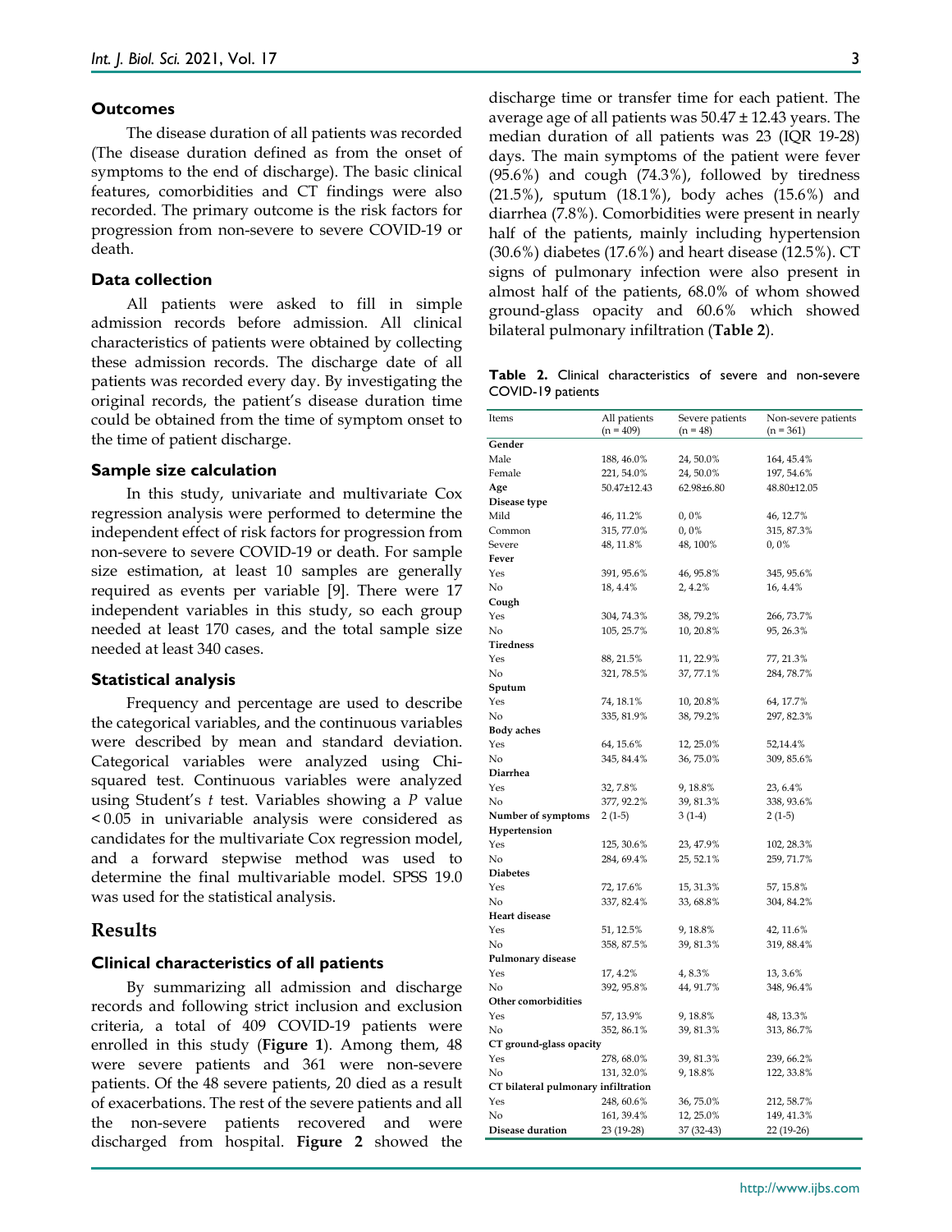### Outcomes

The disease duration of all patients was recorded (The disease duration defined as from the onset of symptoms to the end of discharge). The basic clinical features, comorbidities and CT findings were also recorded. The primary outcome is the risk factors for progression from non-severe to severe COVID-19 or death.

### Data collection

All patients were asked to fill in simple admission records before admission. All clinical characteristics of patients were obtained by collecting these admission records. The discharge date of all patients was recorded every day. By investigating the original records, the patient's disease duration time could be obtained from the time of symptom onset to the time of patient discharge.

### Sample size calculation

In this study, univariate and multivariate Cox regression analysis were performed to determine the independent effect of risk factors for progression from non-severe to severe COVID-19 or death. For sample size estimation, at least 10 samples are generally required as events per variable [9]. There were 17 independent variables in this study, so each group needed at least 170 cases, and the total sample size needed at least 340 cases.

### Statistical analysis

Frequency and percentage are used to describe the categorical variables, and the continuous variables were described by mean and standard deviation. Categorical variables were analyzed using Chi-squared test. Continuous variables were analyzed using Student's *t* test. Variables showing a $P$ value $< 0.05$ in univariable analysis were considered as candidates for the multivariate Cox regression model, and a forward stepwise method was used to determine the final multivariable model. SPSS 19.0 was used for the statistical analysis.

## Results

### Clinical characteristics of all patients

By summarizing all admission and discharge records and following strict inclusion and exclusion criteria, a total of 409 COVID-19 patients were enrolled in this study (**Figure 1**). Among them, 48 were severe patients and 361 were non-severe patients. Of the 48 severe patients, 20 died as a result of exacerbations. The rest of the severe patients and all the non-severe patients recovered and were discharged from hospital. **Figure 2** showed the discharge time or transfer time for each patient. The average age of all patients was 50.47 ± 12.43 years. The median duration of all patients was 23 (IQR 19-28) days. The main symptoms of the patient were fever (95.6%) and cough (74.3%), followed by tiredness (21.5%), sputum (18.1%), body aches (15.6%) and diarrhea (7.8%). Comorbidities were present in nearly half of the patients, mainly including hypertension (30.6%) diabetes (17.6%) and heart disease (12.5%). CT signs of pulmonary infection were also present in almost half of the patients, 68.0% of whom showed ground-glass opacity and 60.6% which showed bilateral pulmonary infiltration (**Table 2**).

**Table 2.** Clinical characteristics of severe and non-severe COVID-19 patients

| Items | All patients (n = 409) | Severe patients (n = 48) | Non-severe patients (n = 361) |
|---|---|---|---|
| **Gender** | | | |
| Male | 188, 46.0% | 24, 50.0% | 164, 45.4% |
| Female | 221, 54.0% | 24, 50.0% | 197, 54.6% |
| **Age** | 50.47±12.43 | 62.98±6.80 | 48.80±12.05 |
| **Disease type** | | | |
| Mild | 46, 11.2% | 0, 0% | 46, 12.7% |
| Common | 315, 77.0% | 0, 0% | 315, 87.3% |
| Severe | 48, 11.8% | 48, 100% | 0, 0% |
| **Fever** | | | |
| Yes | 391, 95.6% | 46, 95.8% | 345, 95.6% |
| No | 18, 4.4% | 2, 4.2% | 16, 4.4% |
| **Cough** | | | |
| Yes | 304, 74.3% | 38, 79.2% | 266, 73.7% |
| No | 105, 25.7% | 10, 20.8% | 95, 26.3% |
| **Tiredness** | | | |
| Yes | 88, 21.5% | 11, 22.9% | 77, 21.3% |
| No | 321, 78.5% | 37, 77.1% | 284, 78.7% |
| **Sputum** | | | |
| Yes | 74, 18.1% | 10, 20.8% | 64, 17.7% |
| No | 335, 81.9% | 38, 79.2% | 297, 82.3% |
| **Body aches** | | | |
| Yes | 64, 15.6% | 12, 25.0% | 52,14.4% |
| No | 345, 84.4% | 36, 75.0% | 309, 85.6% |
| **Diarrhea** | | | |
| Yes | 32, 7.8% | 9, 18.8% | 23, 6.4% |
| No | 377, 92.2% | 39, 81.3% | 338, 93.6% |
| **Number of symptoms** | 2 (1-5) | 3 (1-4) | 2 (1-5) |
| **Hypertension** | | | |
| Yes | 125, 30.6% | 23, 47.9% | 102, 28.3% |
| No | 284, 69.4% | 25, 52.1% | 259, 71.7% |
| **Diabetes** | | | |
| Yes | 72, 17.6% | 15, 31.3% | 57, 15.8% |
| No | 337, 82.4% | 33, 68.8% | 304, 84.2% |
| **Heart disease** | | | |
| Yes | 51, 12.5% | 9, 18.8% | 42, 11.6% |
| No | 358, 87.5% | 39, 81.3% | 319, 88.4% |
| **Pulmonary disease** | | | |
| Yes | 17, 4.2% | 4, 8.3% | 13, 3.6% |
| No | 392, 95.8% | 44, 91.7% | 348, 96.4% |
| **Other comorbidities** | | | |
| Yes | 57, 13.9% | 9, 18.8% | 48, 13.3% |
| No | 352, 86.1% | 39, 81.3% | 313, 86.7% |
| **CT ground-glass opacity** | | | |
| Yes | 278, 68.0% | 39, 81.3% | 239, 66.2% |
| No | 131, 32.0% | 9, 18.8% | 122, 33.8% |
| **CT bilateral pulmonary infiltration** | | | |
| Yes | 248, 60.6% | 36, 75.0% | 212, 58.7% |
| No | 161, 39.4% | 12, 25.0% | 149, 41.3% |
| **Disease duration** | 23 (19-28) | 37 (32-43) | 22 (19-26) |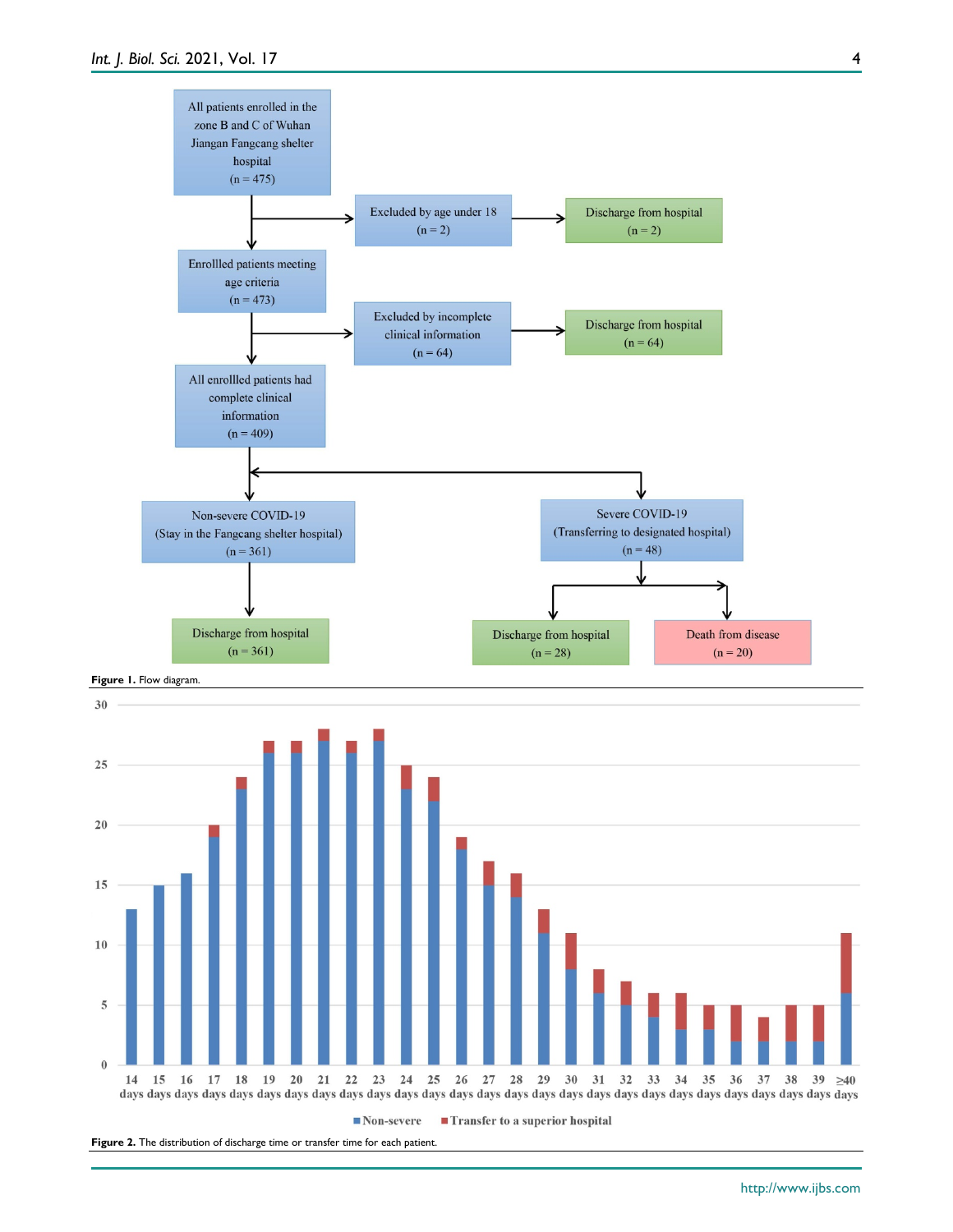Figure 1. Flow diagram.

Figure 2. The distribution of discharge time or transfer time for each patient.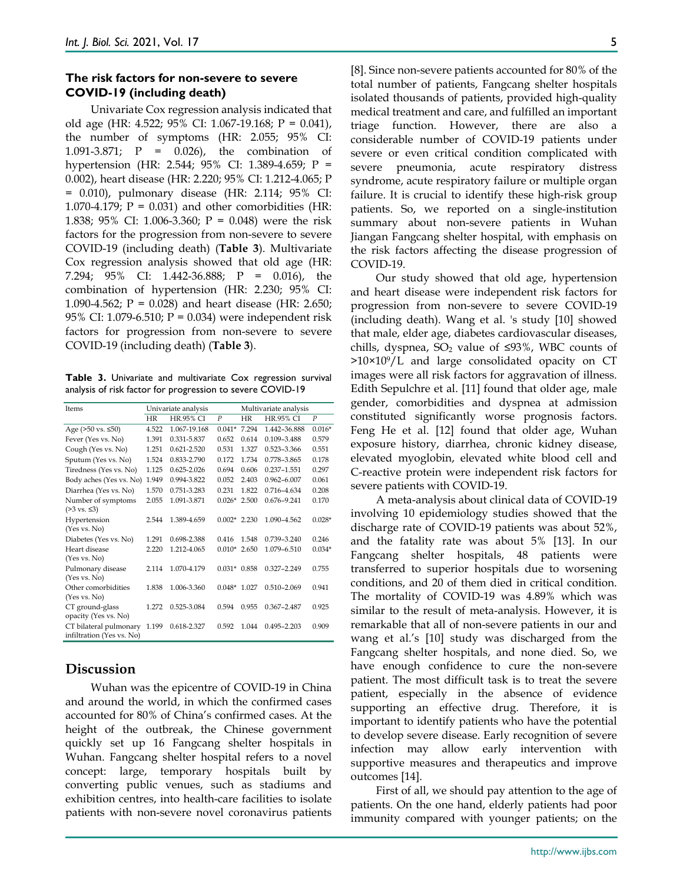### The risk factors for non-severe to severe COVID-19 (including death)

Univariate Cox regression analysis indicated that old age (HR: 4.522; 95% CI: 1.067-19.168; P = 0.041), the number of symptoms (HR: 2.055; 95% CI: 1.091-3.871; P = 0.026), the combination of hypertension (HR: 2.544; 95% CI: 1.389-4.659; P = 0.002), heart disease (HR: 2.220; 95% CI: 1.212-4.065; P = 0.010), pulmonary disease (HR: 2.114; 95% CI: 1.070-4.179; P = 0.031) and other comorbidities (HR: 1.838; 95% CI: 1.006-3.360; P = 0.048) were the risk factors for the progression from non-severe to severe COVID-19 (including death) (**Table 3**). Multivariate Cox regression analysis showed that old age (HR: 7.294; 95% CI: 1.442-36.888; P = 0.016), the combination of hypertension (HR: 2.230; 95% CI: 1.090-4.562; P = 0.028) and heart disease (HR: 2.650; 95% CI: 1.079-6.510; P = 0.034) were independent risk factors for progression from non-severe to severe COVID-19 (including death) (**Table 3**).

**Table 3.** Univariate and multivariate Cox regression survival analysis of risk factor for progression to severe COVID-19

| Items | Univariate analysis | | | Multivariate analysis | | |
|---|---|---|---|---|---|---|
| | HR | HR.95% CI | *P* | HR | HR.95% CI | *P* |
| Age (>50 vs. ≤50) | 4.522 | 1.067-19.168 | 0.041* | 7.294 | 1.442–36.888 | 0.016* |
| Fever (Yes vs. No) | 1.391 | 0.331-5.837 | 0.652 | 0.614 | 0.109–3.488 | 0.579 |
| Cough (Yes vs. No) | 1.251 | 0.621-2.520 | 0.531 | 1.327 | 0.523–3.366 | 0.551 |
| Sputum (Yes vs. No) | 1.524 | 0.833-2.790 | 0.172 | 1.734 | 0.778–3.865 | 0.178 |
| Tiredness (Yes vs. No) | 1.125 | 0.625-2.026 | 0.694 | 0.606 | 0.237–1.551 | 0.297 |
| Body aches (Yes vs. No) | 1.949 | 0.994-3.822 | 0.052 | 2.403 | 0.962–6.007 | 0.061 |
| Diarrhea (Yes vs. No) | 1.570 | 0.751-3.283 | 0.231 | 1.822 | 0.716–4.634 | 0.208 |
| Number of symptoms (>3 vs. ≤3) | 2.055 | 1.091-3.871 | 0.026* | 2.500 | 0.676–9.241 | 0.170 |
| Hypertension (Yes vs. No) | 2.544 | 1.389-4.659 | 0.002* | 2.230 | 1.090–4.562 | 0.028* |
| Diabetes (Yes vs. No) | 1.291 | 0.698-2.388 | 0.416 | 1.548 | 0.739–3.240 | 0.246 |
| Heart disease (Yes vs. No) | 2.220 | 1.212-4.065 | 0.010* | 2.650 | 1.079–6.510 | 0.034* |
| Pulmonary disease (Yes vs. No) | 2.114 | 1.070-4.179 | 0.031* | 0.858 | 0.327–2.249 | 0.755 |
| Other comorbidities (Yes vs. No) | 1.838 | 1.006-3.360 | 0.048* | 1.027 | 0.510–2.069 | 0.941 |
| CT ground-glass opacity (Yes vs. No) | 1.272 | 0.525-3.084 | 0.594 | 0.955 | 0.367–2.487 | 0.925 |
| CT bilateral pulmonary infiltration (Yes vs. No) | 1.199 | 0.618-2.327 | 0.592 | 1.044 | 0.495–2.203 | 0.909 |

## Discussion

Wuhan was the epicentre of COVID-19 in China and around the world, in which the confirmed cases accounted for 80% of China's confirmed cases. At the height of the outbreak, the Chinese government quickly set up 16 Fangcang shelter hospitals in Wuhan. Fangcang shelter hospital refers to a novel concept: large, temporary hospitals built by converting public venues, such as stadiums and exhibition centres, into health-care facilities to isolate patients with non-severe novel coronavirus patients [8]. Since non-severe patients accounted for 80% of the total number of patients, Fangcang shelter hospitals isolated thousands of patients, provided high-quality medical treatment and care, and fulfilled an important triage function. However, there are also a considerable number of COVID-19 patients under severe or even critical condition complicated with severe pneumonia, acute respiratory distress syndrome, acute respiratory failure or multiple organ failure. It is crucial to identify these high-risk group patients. So, we reported on a single-institution summary about non-severe patients in Wuhan Jiangan Fangcang shelter hospital, with emphasis on the risk factors affecting the disease progression of COVID-19.

Our study showed that old age, hypertension and heart disease were independent risk factors for progression from non-severe to severe COVID-19 (including death). Wang et al. 's study [10] showed that male, elder age, diabetes cardiovascular diseases, chills, dyspnea, $SO_2$ value of ≤93%, WBC counts of $>10\times10^9$/L and large consolidated opacity on CT images were all risk factors for aggravation of illness. Edith Sepulchre et al. [11] found that older age, male gender, comorbidities and dyspnea at admission constituted significantly worse prognosis factors. Feng He et al. [12] found that older age, Wuhan exposure history, diarrhea, chronic kidney disease, elevated myoglobin, elevated white blood cell and C-reactive protein were independent risk factors for severe patients with COVID-19.

A meta-analysis about clinical data of COVID-19 involving 10 epidemiology studies showed that the discharge rate of COVID-19 patients was about 52%, and the fatality rate was about 5% [13]. In our Fangcang shelter hospitals, 48 patients were transferred to superior hospitals due to worsening conditions, and 20 of them died in critical condition. The mortality of COVID-19 was 4.89% which was similar to the result of meta-analysis. However, it is remarkable that all of non-severe patients in our and wang et al.'s [10] study was discharged from the Fangcang shelter hospitals, and none died. So, we have enough confidence to cure the non-severe patient. The most difficult task is to treat the severe patient, especially in the absence of evidence supporting an effective drug. Therefore, it is important to identify patients who have the potential to develop severe disease. Early recognition of severe infection may allow early intervention with supportive measures and therapeutics and improve outcomes [14].

First of all, we should pay attention to the age of patients. On the one hand, elderly patients had poor immunity compared with younger patients; on the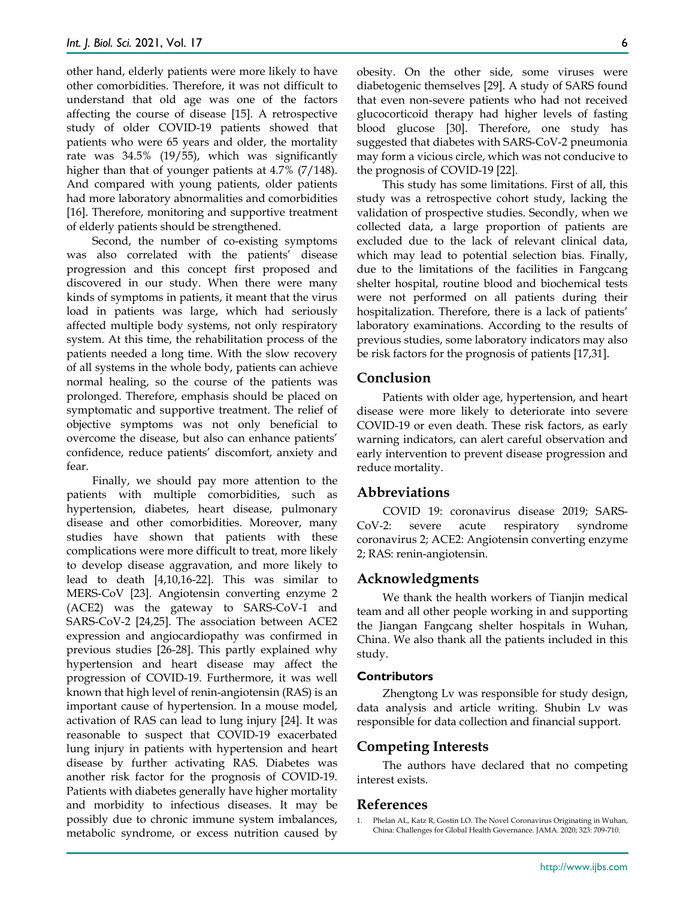other hand, elderly patients were more likely to have other comorbidities. Therefore, it was not difficult to understand that old age was one of the factors affecting the course of disease [15]. A retrospective study of older COVID-19 patients showed that patients who were 65 years and older, the mortality rate was 34.5% (19/55), which was significantly higher than that of younger patients at 4.7% (7/148). And compared with young patients, older patients had more laboratory abnormalities and comorbidities [16]. Therefore, monitoring and supportive treatment of elderly patients should be strengthened.

Second, the number of co-existing symptoms was also correlated with the patients' disease progression and this concept first proposed and discovered in our study. When there were many kinds of symptoms in patients, it meant that the virus load in patients was large, which had seriously affected multiple body systems, not only respiratory system. At this time, the rehabilitation process of the patients needed a long time. With the slow recovery of all systems in the whole body, patients can achieve normal healing, so the course of the patients was prolonged. Therefore, emphasis should be placed on symptomatic and supportive treatment. The relief of objective symptoms was not only beneficial to overcome the disease, but also can enhance patients' confidence, reduce patients' discomfort, anxiety and fear.

Finally, we should pay more attention to the patients with multiple comorbidities, such as hypertension, diabetes, heart disease, pulmonary disease and other comorbidities. Moreover, many studies have shown that patients with these complications were more difficult to treat, more likely to develop disease aggravation, and more likely to lead to death [4,10,16-22]. This was similar to MERS-CoV [23]. Angiotensin converting enzyme 2 (ACE2) was the gateway to SARS-CoV-1 and SARS-CoV-2 [24,25]. The association between ACE2 expression and angiocardiopathy was confirmed in previous studies [26-28]. This partly explained why hypertension and heart disease may affect the progression of COVID-19. Furthermore, it was well known that high level of renin-angiotensin (RAS) is an important cause of hypertension. In a mouse model, activation of RAS can lead to lung injury [24]. It was reasonable to suspect that COVID-19 exacerbated lung injury in patients with hypertension and heart disease by further activating RAS. Diabetes was another risk factor for the prognosis of COVID-19. Patients with diabetes generally have higher mortality and morbidity to infectious diseases. It may be possibly due to chronic immune system imbalances, metabolic syndrome, or excess nutrition caused by obesity. On the other side, some viruses were diabetogenic themselves [29]. A study of SARS found that even non-severe patients who had not received glucocorticoid therapy had higher levels of fasting blood glucose [30]. Therefore, one study has suggested that diabetes with SARS-CoV-2 pneumonia may form a vicious circle, which was not conducive to the prognosis of COVID-19 [22].

This study has some limitations. First of all, this study was a retrospective cohort study, lacking the validation of prospective studies. Secondly, when we collected data, a large proportion of patients are excluded due to the lack of relevant clinical data, which may lead to potential selection bias. Finally, due to the limitations of the facilities in Fangcang shelter hospital, routine blood and biochemical tests were not performed on all patients during their hospitalization. Therefore, there is a lack of patients' laboratory examinations. According to the results of previous studies, some laboratory indicators may also be risk factors for the prognosis of patients [17,31].

## Conclusion

Patients with older age, hypertension, and heart disease were more likely to deteriorate into severe COVID-19 or even death. These risk factors, as early warning indicators, can alert careful observation and early intervention to prevent disease progression and reduce mortality.

## Abbreviations

COVID 19: coronavirus disease 2019; SARS-CoV-2: severe acute respiratory syndrome coronavirus 2; ACE2: Angiotensin converting enzyme 2; RAS: renin-angiotensin.

## Acknowledgments

We thank the health workers of Tianjin medical team and all other people working in and supporting the Jiangan Fangcang shelter hospitals in Wuhan, China. We also thank all the patients included in this study.

### Contributors

Zhengtong Lv was responsible for study design, data analysis and article writing. Shubin Lv was responsible for data collection and financial support.

## Competing Interests

The authors have declared that no competing interest exists.

## References

1. Phelan AL, Katz R, Gostin LO. The Novel Coronavirus Originating in Wuhan, China: Challenges for Global Health Governance. JAMA. 2020; 323: 709-710.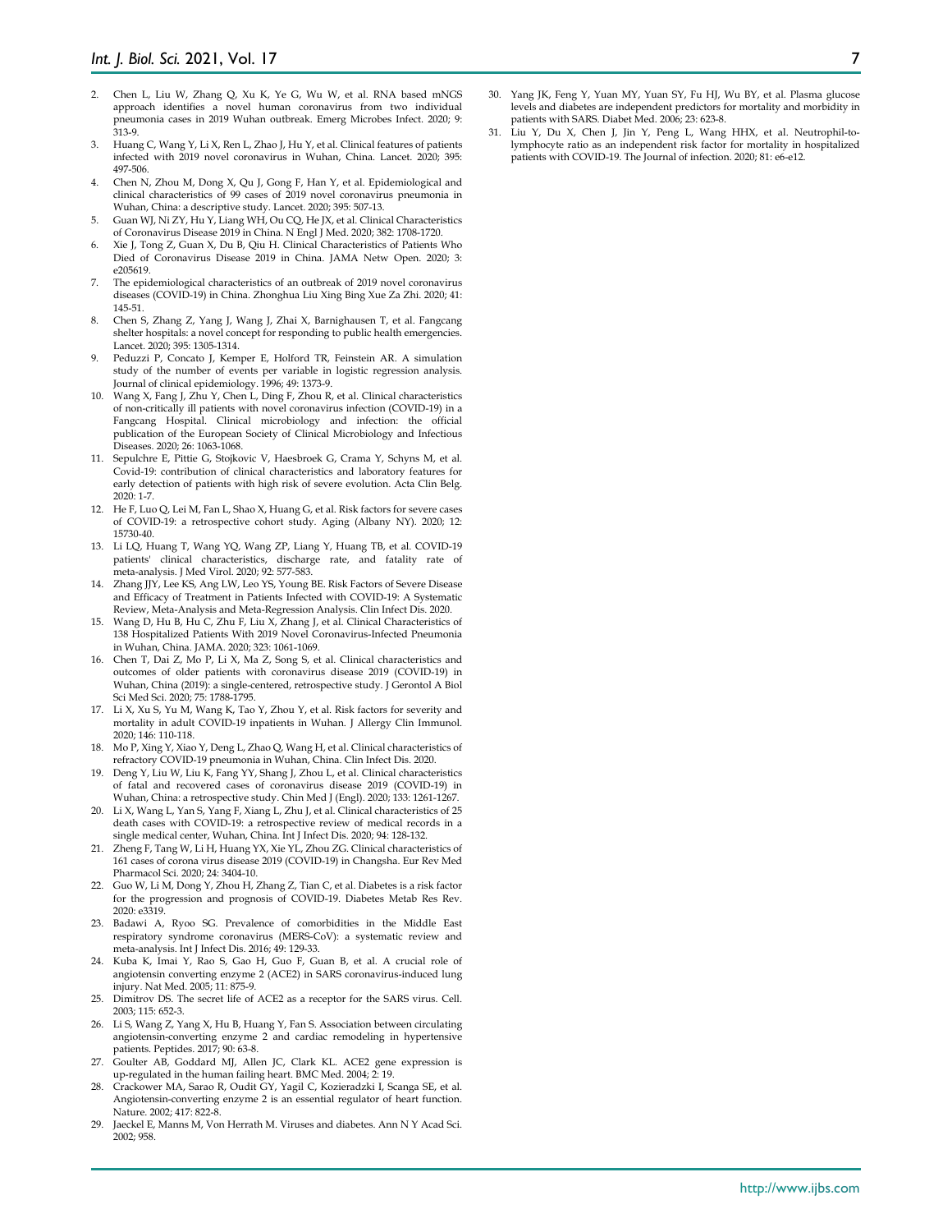2. Chen L, Liu W, Zhang Q, Xu K, Ye G, Wu W, et al. RNA based mNGS approach identifies a novel human coronavirus from two individual pneumonia cases in 2019 Wuhan outbreak. Emerg Microbes Infect. 2020; 9: 313-9.
3. Huang C, Wang Y, Li X, Ren L, Zhao J, Hu Y, et al. Clinical features of patients infected with 2019 novel coronavirus in Wuhan, China. Lancet. 2020; 395: 497-506.
4. Chen N, Zhou M, Dong X, Qu J, Gong F, Han Y, et al. Epidemiological and clinical characteristics of 99 cases of 2019 novel coronavirus pneumonia in Wuhan, China: a descriptive study. Lancet. 2020; 395: 507-13.
5. Guan WJ, Ni ZY, Hu Y, Liang WH, Ou CQ, He JX, et al. Clinical Characteristics of Coronavirus Disease 2019 in China. N Engl J Med. 2020; 382: 1708-1720.
6. Xie J, Tong Z, Guan X, Du B, Qiu H. Clinical Characteristics of Patients Who Died of Coronavirus Disease 2019 in China. JAMA Netw Open. 2020; 3: e205619.
7. The epidemiological characteristics of an outbreak of 2019 novel coronavirus diseases (COVID-19) in China. Zhonghua Liu Xing Bing Xue Za Zhi. 2020; 41: 145-51.
8. Chen S, Zhang Z, Yang J, Wang J, Zhai X, Barnighausen T, et al. Fangcang shelter hospitals: a novel concept for responding to public health emergencies. Lancet. 2020; 395: 1305-1314.
9. Peduzzi P, Concato J, Kemper E, Holford TR, Feinstein AR. A simulation study of the number of events per variable in logistic regression analysis. Journal of clinical epidemiology. 1996; 49: 1373-9.
10. Wang X, Fang J, Zhu Y, Chen L, Ding F, Zhou R, et al. Clinical characteristics of non-critically ill patients with novel coronavirus infection (COVID-19) in a Fangcang Hospital. Clinical microbiology and infection: the official publication of the European Society of Clinical Microbiology and Infectious Diseases. 2020; 26: 1063-1068.
11. Sepulchre E, Pittie G, Stojkovic V, Haesbroek G, Crama Y, Schyns M, et al. Covid-19: contribution of clinical characteristics and laboratory features for early detection of patients with high risk of severe evolution. Acta Clin Belg. 2020: 1-7.
12. He F, Luo Q, Lei M, Fan L, Shao X, Huang G, et al. Risk factors for severe cases of COVID-19: a retrospective cohort study. Aging (Albany NY). 2020; 12: 15730-40.
13. Li LQ, Huang T, Wang YQ, Wang ZP, Liang Y, Huang TB, et al. COVID-19 patients' clinical characteristics, discharge rate, and fatality rate of meta-analysis. J Med Virol. 2020; 92: 577-583.
14. Zhang JJY, Lee KS, Ang LW, Leo YS, Young BE. Risk Factors of Severe Disease and Efficacy of Treatment in Patients Infected with COVID-19: A Systematic Review, Meta-Analysis and Meta-Regression Analysis. Clin Infect Dis. 2020.
15. Wang D, Hu B, Hu C, Zhu F, Liu X, Zhang J, et al. Clinical Characteristics of 138 Hospitalized Patients With 2019 Novel Coronavirus-Infected Pneumonia in Wuhan, China. JAMA. 2020; 323: 1061-1069.
16. Chen T, Dai Z, Mo P, Li X, Ma Z, Song S, et al. Clinical characteristics and outcomes of older patients with coronavirus disease 2019 (COVID-19) in Wuhan, China (2019): a single-centered, retrospective study. J Gerontol A Biol Sci Med Sci. 2020; 75: 1788-1795.
17. Li X, Xu S, Yu M, Wang K, Tao Y, Zhou Y, et al. Risk factors for severity and mortality in adult COVID-19 inpatients in Wuhan. J Allergy Clin Immunol. 2020; 146: 110-118.
18. Mo P, Xing Y, Xiao Y, Deng L, Zhao Q, Wang H, et al. Clinical characteristics of refractory COVID-19 pneumonia in Wuhan, China. Clin Infect Dis. 2020.
19. Deng Y, Liu W, Liu K, Fang YY, Shang J, Zhou L, et al. Clinical characteristics of fatal and recovered cases of coronavirus disease 2019 (COVID-19) in Wuhan, China: a retrospective study. Chin Med J (Engl). 2020; 133: 1261-1267.
20. Li X, Wang L, Yan S, Yang F, Xiang L, Zhu J, et al. Clinical characteristics of 25 death cases with COVID-19: a retrospective review of medical records in a single medical center, Wuhan, China. Int J Infect Dis. 2020; 94: 128-132.
21. Zheng F, Tang W, Li H, Huang YX, Xie YL, Zhou ZG. Clinical characteristics of 161 cases of corona virus disease 2019 (COVID-19) in Changsha. Eur Rev Med Pharmacol Sci. 2020; 24: 3404-10.
22. Guo W, Li M, Dong Y, Zhou H, Zhang Z, Tian C, et al. Diabetes is a risk factor for the progression and prognosis of COVID-19. Diabetes Metab Res Rev. 2020: e3319.
23. Badawi A, Ryoo SG. Prevalence of comorbidities in the Middle East respiratory syndrome coronavirus (MERS-CoV): a systematic review and meta-analysis. Int J Infect Dis. 2016; 49: 129-33.
24. Kuba K, Imai Y, Rao S, Gao H, Guo F, Guan B, et al. A crucial role of angiotensin converting enzyme 2 (ACE2) in SARS coronavirus-induced lung injury. Nat Med. 2005; 11: 875-9.
25. Dimitrov DS. The secret life of ACE2 as a receptor for the SARS virus. Cell. 2003; 115: 652-3.
26. Li S, Wang Z, Yang X, Hu B, Huang Y, Fan S. Association between circulating angiotensin-converting enzyme 2 and cardiac remodeling in hypertensive patients. Peptides. 2017; 90: 63-8.
27. Goulter AB, Goddard MJ, Allen JC, Clark KL. ACE2 gene expression is up-regulated in the human failing heart. BMC Med. 2004; 2: 19.
28. Crackower MA, Sarao R, Oudit GY, Yagil C, Kozieradzki I, Scanga SE, et al. Angiotensin-converting enzyme 2 is an essential regulator of heart function. Nature. 2002; 417: 822-8.
29. Jaeckel E, Manns M, Von Herrath M. Viruses and diabetes. Ann N Y Acad Sci. 2002; 958.
30. Yang JK, Feng Y, Yuan MY, Yuan SY, Fu HJ, Wu BY, et al. Plasma glucose levels and diabetes are independent predictors for mortality and morbidity in patients with SARS. Diabet Med. 2006; 23: 623-8.
31. Liu Y, Du X, Chen J, Jin Y, Peng L, Wang HHX, et al. Neutrophil-to-lymphocyte ratio as an independent risk factor for mortality in hospitalized patients with COVID-19. The Journal of infection. 2020; 81: e6-e12.